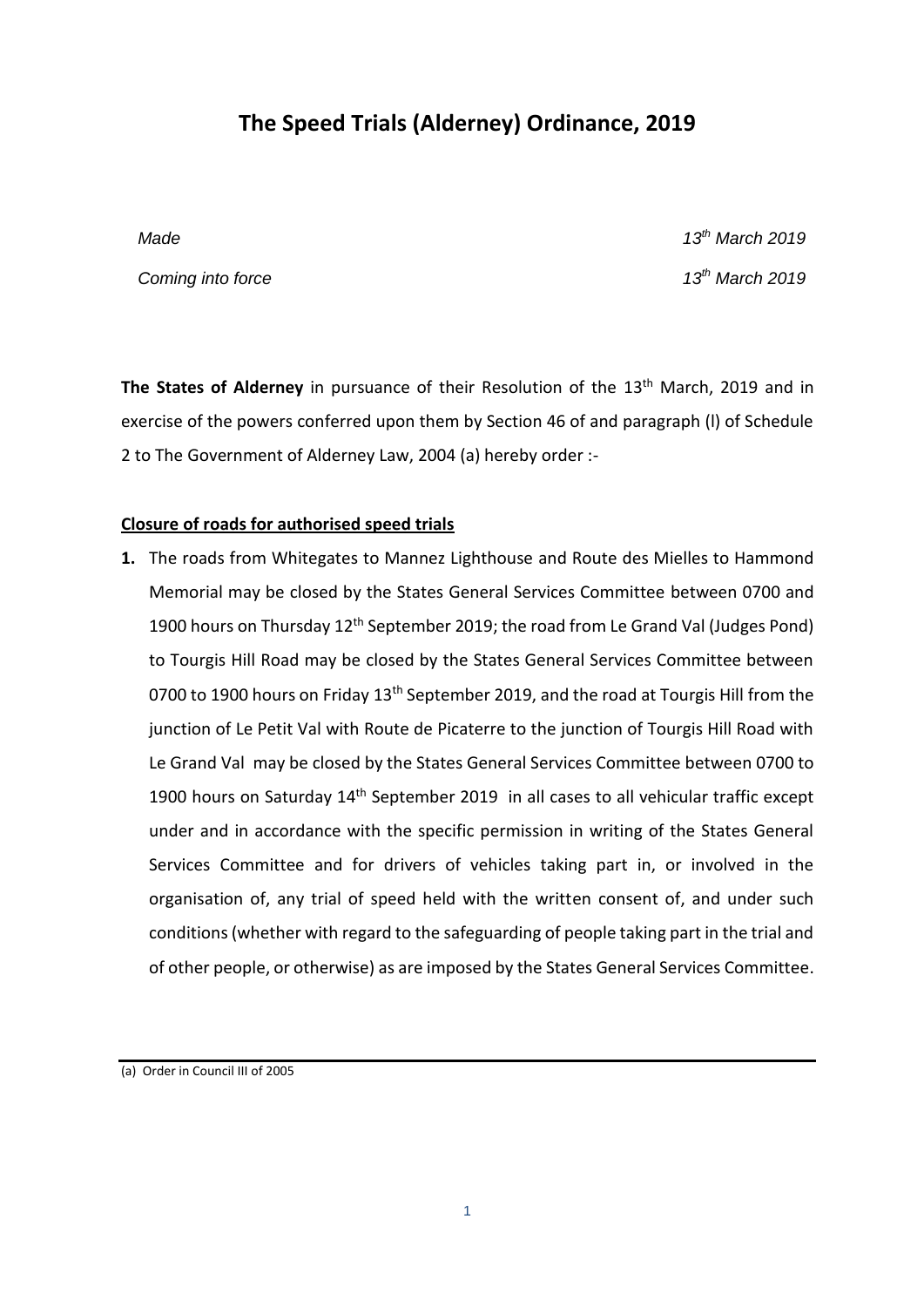# The Speed Trials (Alderney) Ordinance, 2019

*Made* *13th March 2019*

*Coming into force* *13th March 2019*

**The States of Alderney** in pursuance of their Resolution of the 13th March, 2019 and in exercise of the powers conferred upon them by Section 46 of and paragraph (l) of Schedule 2 to The Government of Alderney Law, 2004 (a) hereby order :-

**Closure of roads for authorised speed trials**

**1.** The roads from Whitegates to Mannez Lighthouse and Route des Mielles to Hammond Memorial may be closed by the States General Services Committee between 0700 and 1900 hours on Thursday 12th September 2019; the road from Le Grand Val (Judges Pond) to Tourgis Hill Road may be closed by the States General Services Committee between 0700 to 1900 hours on Friday 13th September 2019, and the road at Tourgis Hill from the junction of Le Petit Val with Route de Picaterre to the junction of Tourgis Hill Road with Le Grand Val may be closed by the States General Services Committee between 0700 to 1900 hours on Saturday 14th September 2019 in all cases to all vehicular traffic except under and in accordance with the specific permission in writing of the States General Services Committee and for drivers of vehicles taking part in, or involved in the organisation of, any trial of speed held with the written consent of, and under such conditions (whether with regard to the safeguarding of people taking part in the trial and of other people, or otherwise) as are imposed by the States General Services Committee.

---

(a) Order in Council III of 2005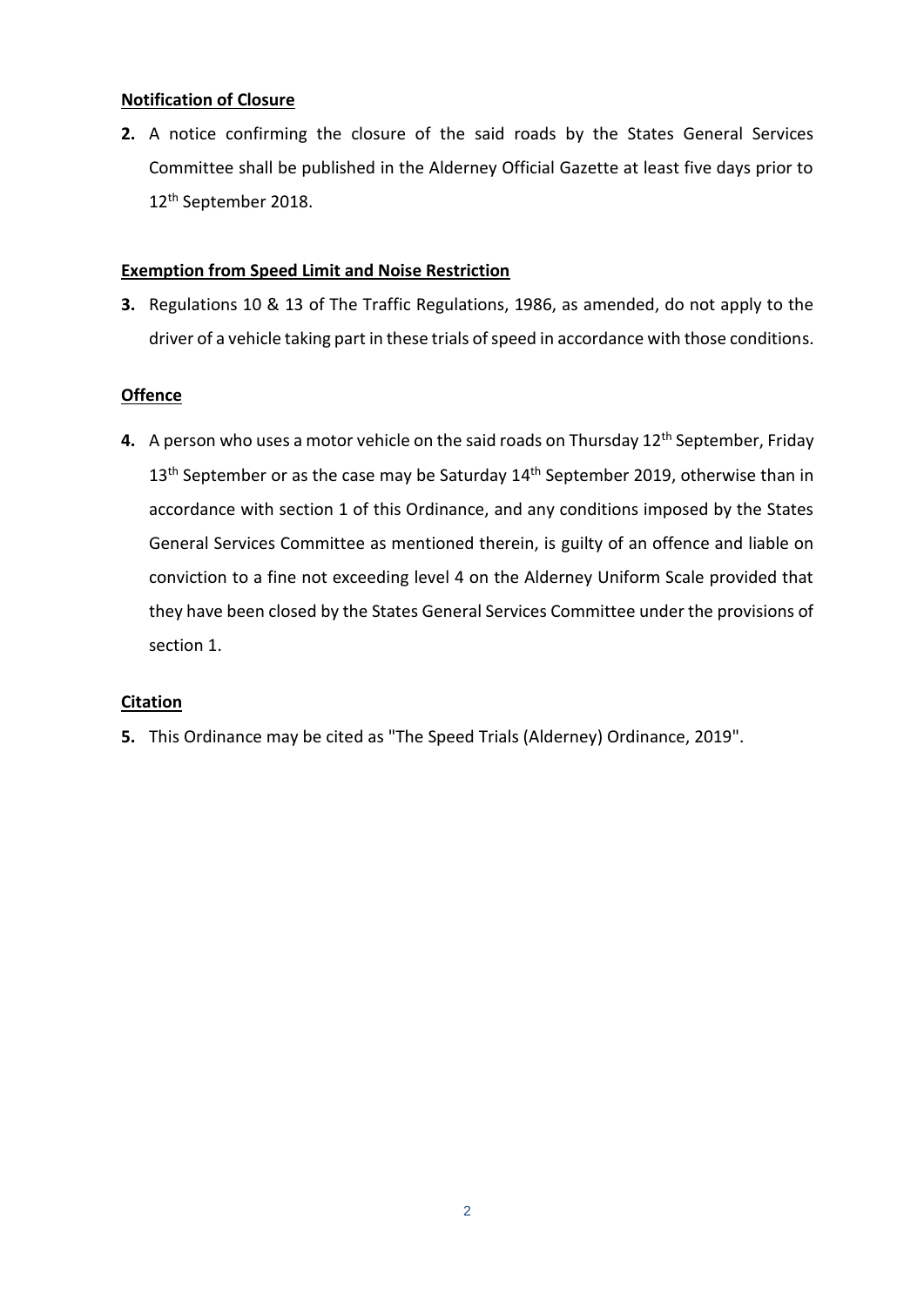**Notification of Closure**

**2.** A notice confirming the closure of the said roads by the States General Services Committee shall be published in the Alderney Official Gazette at least five days prior to 12th September 2018.

**Exemption from Speed Limit and Noise Restriction**

**3.** Regulations 10 & 13 of The Traffic Regulations, 1986, as amended, do not apply to the driver of a vehicle taking part in these trials of speed in accordance with those conditions.

**Offence**

**4.** A person who uses a motor vehicle on the said roads on Thursday 12th September, Friday 13th September or as the case may be Saturday 14th September 2019, otherwise than in accordance with section 1 of this Ordinance, and any conditions imposed by the States General Services Committee as mentioned therein, is guilty of an offence and liable on conviction to a fine not exceeding level 4 on the Alderney Uniform Scale provided that they have been closed by the States General Services Committee under the provisions of section 1.

**Citation**

**5.** This Ordinance may be cited as "The Speed Trials (Alderney) Ordinance, 2019".